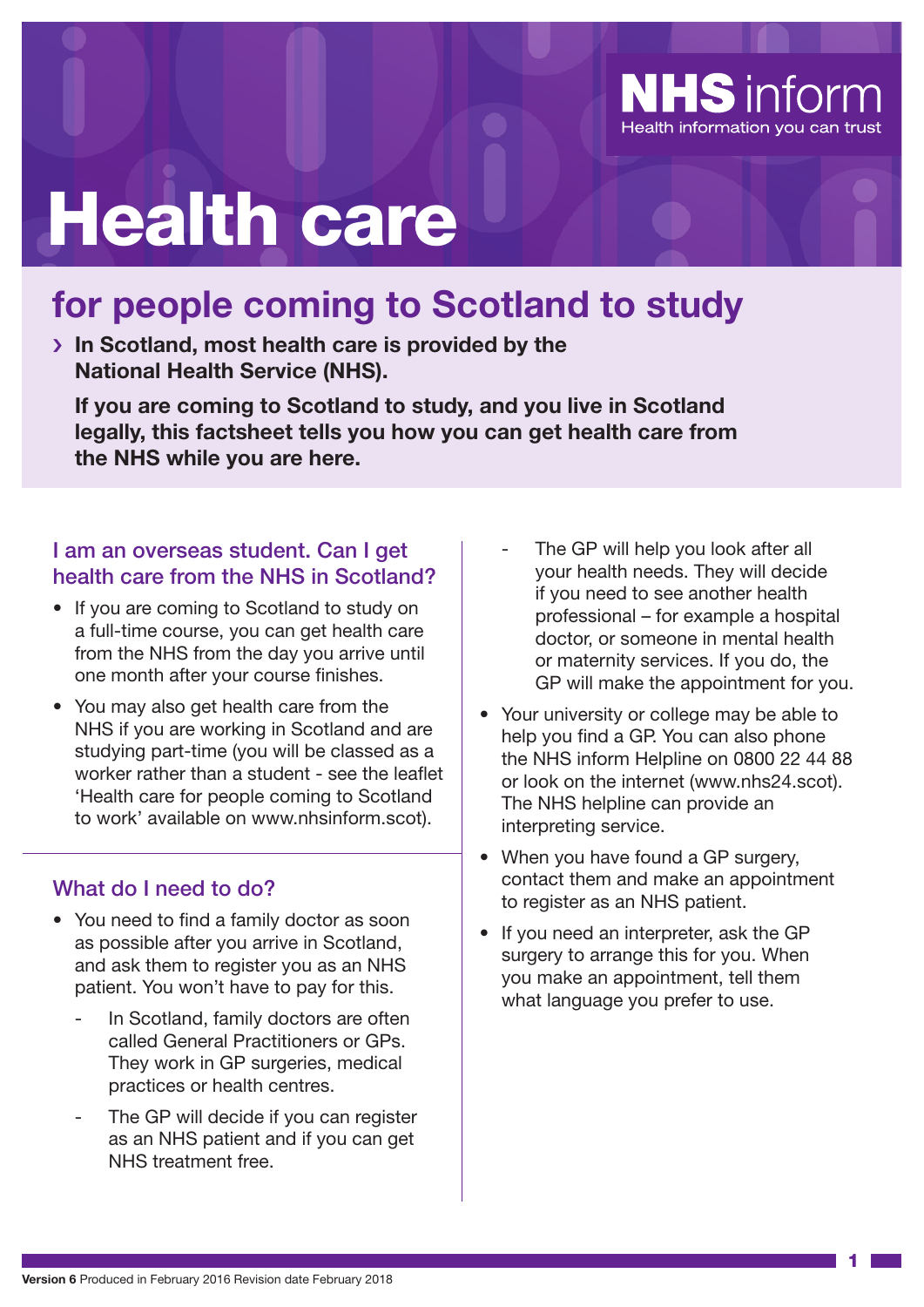NHS inform
Health information you can trust

# Health care

## for people coming to Scotland to study

› **In Scotland, most health care is provided by the National Health Service (NHS).**

**If you are coming to Scotland to study, and you live in Scotland legally, this factsheet tells you how you can get health care from the NHS while you are here.**

### I am an overseas student. Can I get health care from the NHS in Scotland?

- If you are coming to Scotland to study on a full-time course, you can get health care from the NHS from the day you arrive until one month after your course finishes.
- You may also get health care from the NHS if you are working in Scotland and are studying part-time (you will be classed as a worker rather than a student - see the leaflet 'Health care for people coming to Scotland to work' available on www.nhsinform.scot).

### What do I need to do?

- You need to find a family doctor as soon as possible after you arrive in Scotland, and ask them to register you as an NHS patient. You won't have to pay for this.
  - In Scotland, family doctors are often called General Practitioners or GPs. They work in GP surgeries, medical practices or health centres.
  - The GP will decide if you can register as an NHS patient and if you can get NHS treatment free.
  - The GP will help you look after all your health needs. They will decide if you need to see another health professional – for example a hospital doctor, or someone in mental health or maternity services. If you do, the GP will make the appointment for you.
- Your university or college may be able to help you find a GP. You can also phone the NHS inform Helpline on 0800 22 44 88 or look on the internet (www.nhs24.scot). The NHS helpline can provide an interpreting service.
- When you have found a GP surgery, contact them and make an appointment to register as an NHS patient.
- If you need an interpreter, ask the GP surgery to arrange this for you. When you make an appointment, tell them what language you prefer to use.

**Version 6** Produced in February 2016 Revision date February 2018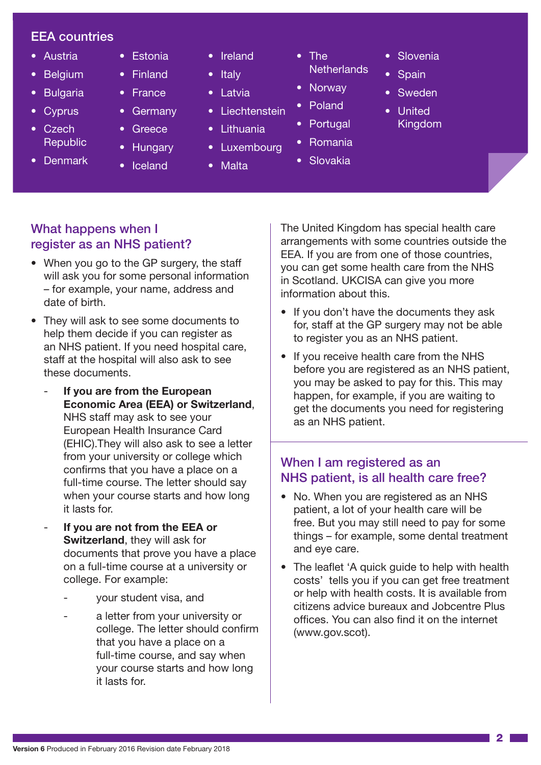## EEA countries

- Austria
- Belgium
- Bulgaria
- Cyprus
- Czech Republic
- Denmark
- Estonia
- Finland
- France
- Germany
- Greece
- Hungary
- Iceland
- Ireland
- Italy
- Latvia
- Liechtenstein
- Lithuania
- Luxembourg
- Malta
- The Netherlands
- Norway
- Poland
- Portugal
- Romania
- Slovakia
- Slovenia
- Spain
- Sweden
- United Kingdom

## What happens when I register as an NHS patient?

- When you go to the GP surgery, the staff will ask you for some personal information – for example, your name, address and date of birth.
- They will ask to see some documents to help them decide if you can register as an NHS patient. If you need hospital care, staff at the hospital will also ask to see these documents.
  - **If you are from the European Economic Area (EEA) or Switzerland**, NHS staff may ask to see your European Health Insurance Card (EHIC).They will also ask to see a letter from your university or college which confirms that you have a place on a full-time course. The letter should say when your course starts and how long it lasts for.
  - **If you are not from the EEA or Switzerland**, they will ask for documents that prove you have a place on a full-time course at a university or college. For example:
    - your student visa, and
    - a letter from your university or college. The letter should confirm that you have a place on a full-time course, and say when your course starts and how long it lasts for.

The United Kingdom has special health care arrangements with some countries outside the EEA. If you are from one of those countries, you can get some health care from the NHS in Scotland. UKCISA can give you more information about this.

- If you don't have the documents they ask for, staff at the GP surgery may not be able to register you as an NHS patient.
- If you receive health care from the NHS before you are registered as an NHS patient, you may be asked to pay for this. This may happen, for example, if you are waiting to get the documents you need for registering as an NHS patient.

## When I am registered as an NHS patient, is all health care free?

- No. When you are registered as an NHS patient, a lot of your health care will be free. But you may still need to pay for some things – for example, some dental treatment and eye care.
- The leaflet 'A quick guide to help with health costs' tells you if you can get free treatment or help with health costs. It is available from citizens advice bureaux and Jobcentre Plus offices. You can also find it on the internet (www.gov.scot).

**Version 6** Produced in February 2016 Revision date February 2018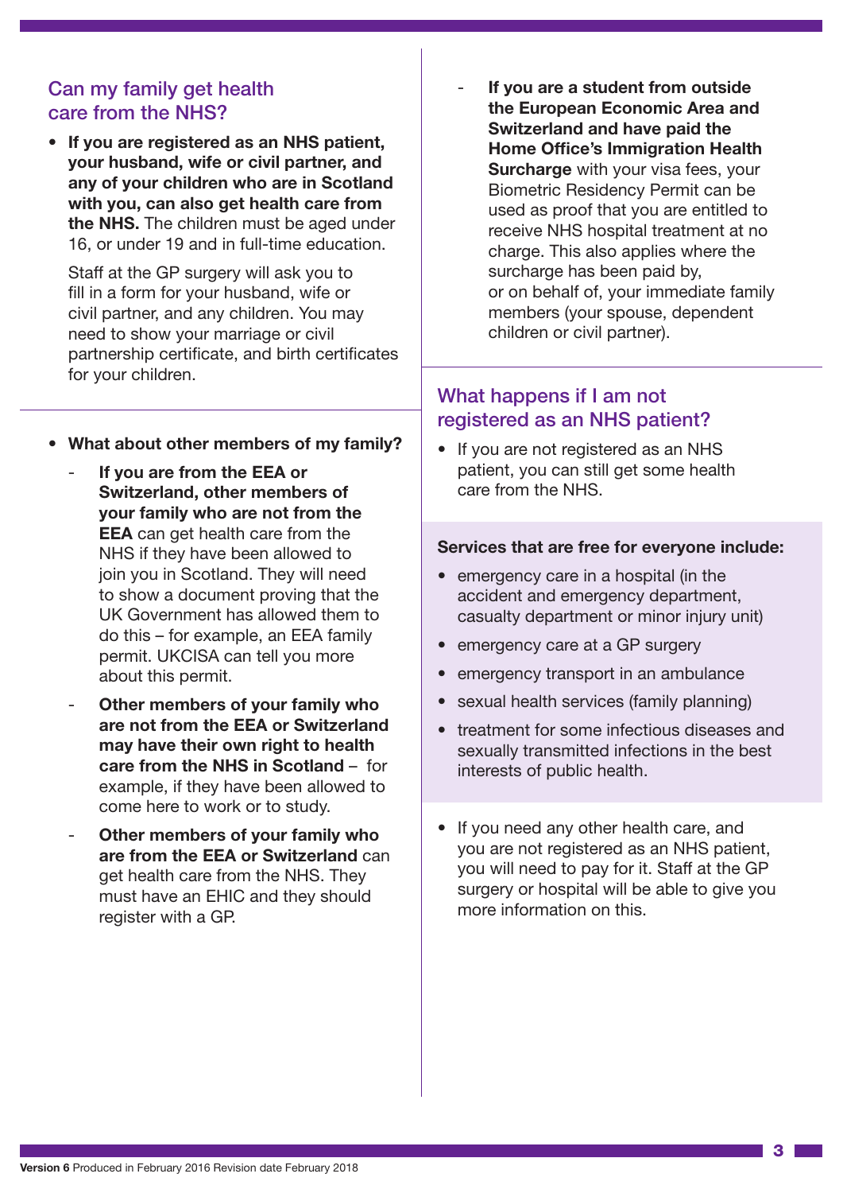## Can my family get health care from the NHS?

- **If you are registered as an NHS patient, your husband, wife or civil partner, and any of your children who are in Scotland with you, can also get health care from the NHS.** The children must be aged under 16, or under 19 and in full-time education.

  Staff at the GP surgery will ask you to fill in a form for your husband, wife or civil partner, and any children. You may need to show your marriage or civil partnership certificate, and birth certificates for your children.

- **What about other members of my family?**
  - **If you are from the EEA or Switzerland, other members of your family who are not from the EEA** can get health care from the NHS if they have been allowed to join you in Scotland. They will need to show a document proving that the UK Government has allowed them to do this – for example, an EEA family permit. UKCISA can tell you more about this permit.
  - **Other members of your family who are not from the EEA or Switzerland may have their own right to health care from the NHS in Scotland** – for example, if they have been allowed to come here to work or to study.
  - **Other members of your family who are from the EEA or Switzerland** can get health care from the NHS. They must have an EHIC and they should register with a GP.
  - **If you are a student from outside the European Economic Area and Switzerland and have paid the Home Office's Immigration Health Surcharge** with your visa fees, your Biometric Residency Permit can be used as proof that you are entitled to receive NHS hospital treatment at no charge. This also applies where the surcharge has been paid by, or on behalf of, your immediate family members (your spouse, dependent children or civil partner).

## What happens if I am not registered as an NHS patient?

- If you are not registered as an NHS patient, you can still get some health care from the NHS.

**Services that are free for everyone include:**

- emergency care in a hospital (in the accident and emergency department, casualty department or minor injury unit)
- emergency care at a GP surgery
- emergency transport in an ambulance
- sexual health services (family planning)
- treatment for some infectious diseases and sexually transmitted infections in the best interests of public health.

- If you need any other health care, and you are not registered as an NHS patient, you will need to pay for it. Staff at the GP surgery or hospital will be able to give you more information on this.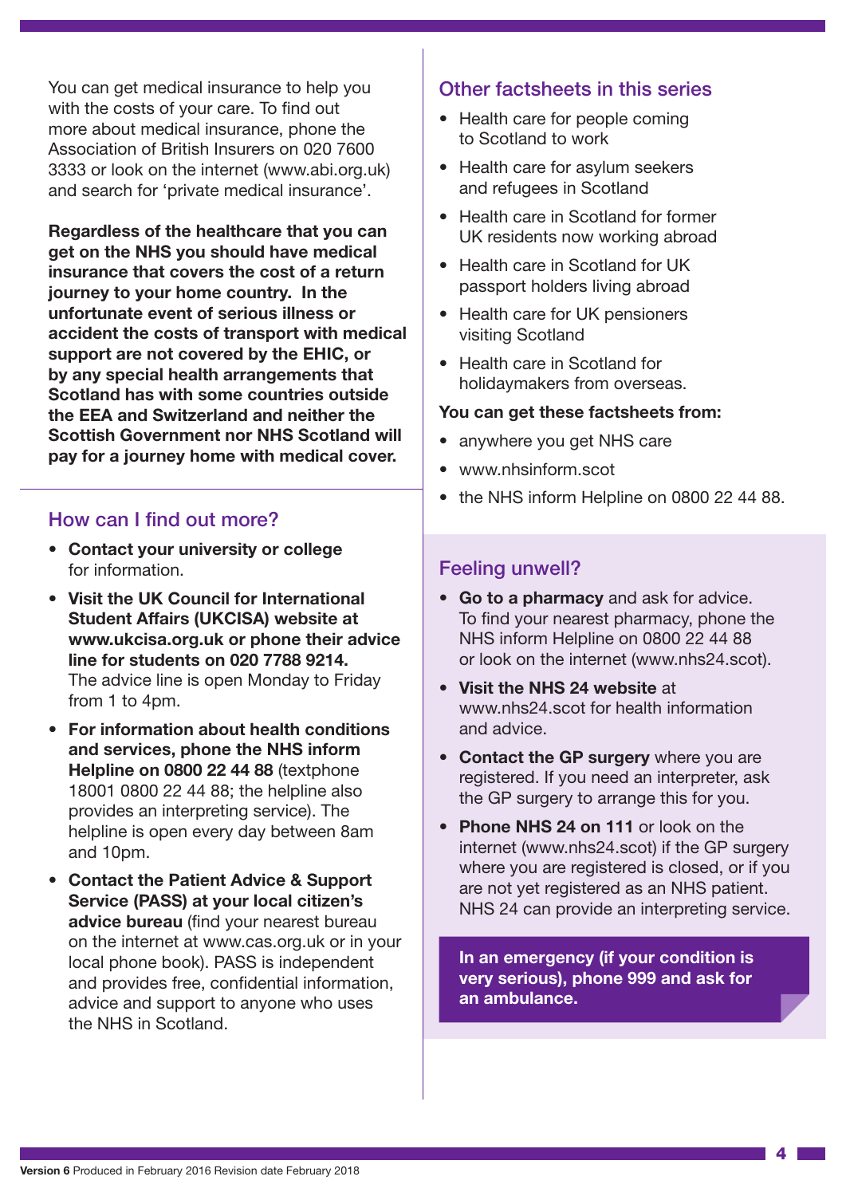You can get medical insurance to help you with the costs of your care. To find out more about medical insurance, phone the Association of British Insurers on 020 7600 3333 or look on the internet (www.abi.org.uk) and search for 'private medical insurance'.

**Regardless of the healthcare that you can get on the NHS you should have medical insurance that covers the cost of a return journey to your home country. In the unfortunate event of serious illness or accident the costs of transport with medical support are not covered by the EHIC, or by any special health arrangements that Scotland has with some countries outside the EEA and Switzerland and neither the Scottish Government nor NHS Scotland will pay for a journey home with medical cover.**

## How can I find out more?

- **Contact your university or college** for information.
- **Visit the UK Council for International Student Affairs (UKCISA) website at www.ukcisa.org.uk or phone their advice line for students on 020 7788 9214.** The advice line is open Monday to Friday from 1 to 4pm.
- **For information about health conditions and services, phone the NHS inform Helpline on 0800 22 44 88** (textphone 18001 0800 22 44 88; the helpline also provides an interpreting service). The helpline is open every day between 8am and 10pm.
- **Contact the Patient Advice & Support Service (PASS) at your local citizen's advice bureau** (find your nearest bureau on the internet at www.cas.org.uk or in your local phone book). PASS is independent and provides free, confidential information, advice and support to anyone who uses the NHS in Scotland.

## Other factsheets in this series

- Health care for people coming to Scotland to work
- Health care for asylum seekers and refugees in Scotland
- Health care in Scotland for former UK residents now working abroad
- Health care in Scotland for UK passport holders living abroad
- Health care for UK pensioners visiting Scotland
- Health care in Scotland for holidaymakers from overseas.

**You can get these factsheets from:**

- anywhere you get NHS care
- www.nhsinform.scot
- the NHS inform Helpline on 0800 22 44 88.

## Feeling unwell?

- **Go to a pharmacy** and ask for advice. To find your nearest pharmacy, phone the NHS inform Helpline on 0800 22 44 88 or look on the internet (www.nhs24.scot).
- **Visit the NHS 24 website** at www.nhs24.scot for health information and advice.
- **Contact the GP surgery** where you are registered. If you need an interpreter, ask the GP surgery to arrange this for you.
- **Phone NHS 24 on 111** or look on the internet (www.nhs24.scot) if the GP surgery where you are registered is closed, or if you are not yet registered as an NHS patient. NHS 24 can provide an interpreting service.

**In an emergency (if your condition is very serious), phone 999 and ask for an ambulance.**

**Version 6** Produced in February 2016 Revision date February 2018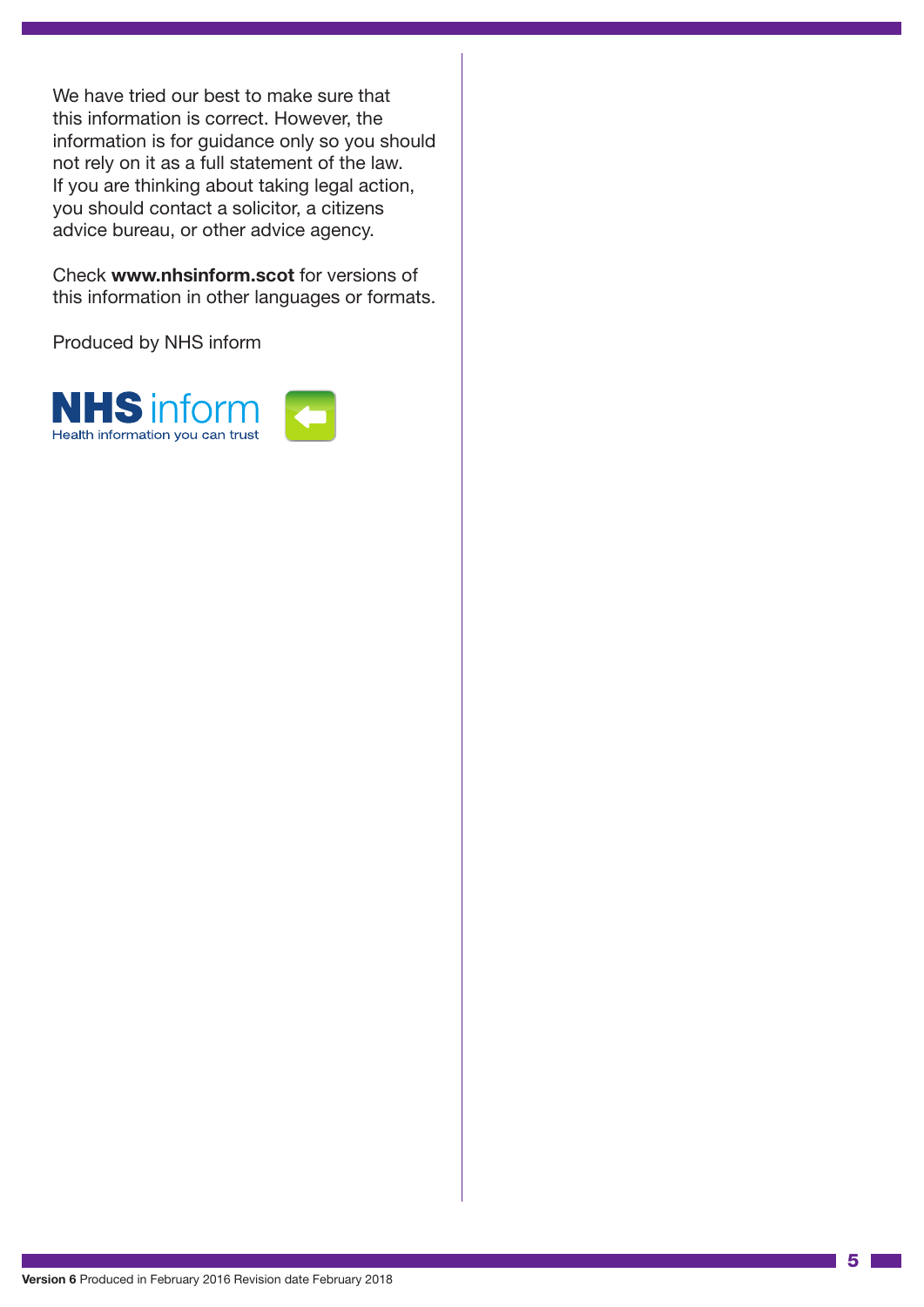We have tried our best to make sure that this information is correct. However, the information is for guidance only so you should not rely on it as a full statement of the law. If you are thinking about taking legal action, you should contact a solicitor, a citizens advice bureau, or other advice agency.

Check **www.nhsinform.scot** for versions of this information in other languages or formats.

Produced by NHS inform

**NHS** inform
Health information you can trust

**Version 6** Produced in February 2016 Revision date February 2018